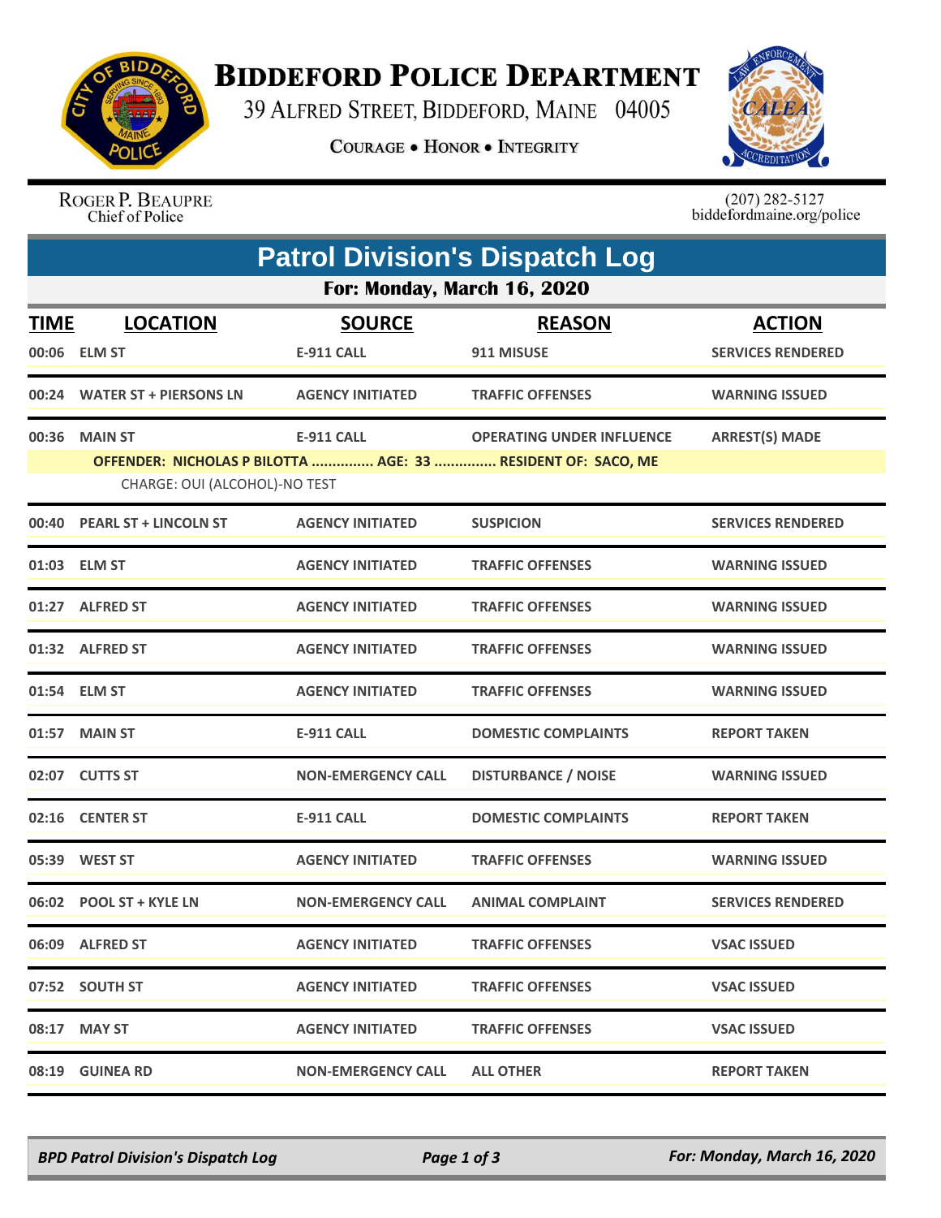# BIDDEFORD POLICE DEPARTMENT

39 ALFRED STREET, BIDDEFORD, MAINE 04005

COURAGE • HONOR • INTEGRITY

ROGER P. BEAUPRE
Chief of Police

(207) 282-5127
biddefordmaine.org/police

## Patrol Division's Dispatch Log

### For: Monday, March 16, 2020

| TIME | LOCATION | SOURCE | REASON | ACTION |
|---|---|---|---|---|
| 00:06 | ELM ST | E-911 CALL | 911 MISUSE | SERVICES RENDERED |
| 00:24 | WATER ST + PIERSONS LN | AGENCY INITIATED | TRAFFIC OFFENSES | WARNING ISSUED |
| 00:36 | MAIN ST | E-911 CALL | OPERATING UNDER INFLUENCE | ARREST(S) MADE |
| | OFFENDER: NICHOLAS P BILOTTA ............... AGE: 33 ............... RESIDENT OF: SACO, ME | | | |
| | CHARGE: OUI (ALCOHOL)-NO TEST | | | |
| 00:40 | PEARL ST + LINCOLN ST | AGENCY INITIATED | SUSPICION | SERVICES RENDERED |
| 01:03 | ELM ST | AGENCY INITIATED | TRAFFIC OFFENSES | WARNING ISSUED |
| 01:27 | ALFRED ST | AGENCY INITIATED | TRAFFIC OFFENSES | WARNING ISSUED |
| 01:32 | ALFRED ST | AGENCY INITIATED | TRAFFIC OFFENSES | WARNING ISSUED |
| 01:54 | ELM ST | AGENCY INITIATED | TRAFFIC OFFENSES | WARNING ISSUED |
| 01:57 | MAIN ST | E-911 CALL | DOMESTIC COMPLAINTS | REPORT TAKEN |
| 02:07 | CUTTS ST | NON-EMERGENCY CALL | DISTURBANCE / NOISE | WARNING ISSUED |
| 02:16 | CENTER ST | E-911 CALL | DOMESTIC COMPLAINTS | REPORT TAKEN |
| 05:39 | WEST ST | AGENCY INITIATED | TRAFFIC OFFENSES | WARNING ISSUED |
| 06:02 | POOL ST + KYLE LN | NON-EMERGENCY CALL | ANIMAL COMPLAINT | SERVICES RENDERED |
| 06:09 | ALFRED ST | AGENCY INITIATED | TRAFFIC OFFENSES | VSAC ISSUED |
| 07:52 | SOUTH ST | AGENCY INITIATED | TRAFFIC OFFENSES | VSAC ISSUED |
| 08:17 | MAY ST | AGENCY INITIATED | TRAFFIC OFFENSES | VSAC ISSUED |
| 08:19 | GUINEA RD | NON-EMERGENCY CALL | ALL OTHER | REPORT TAKEN |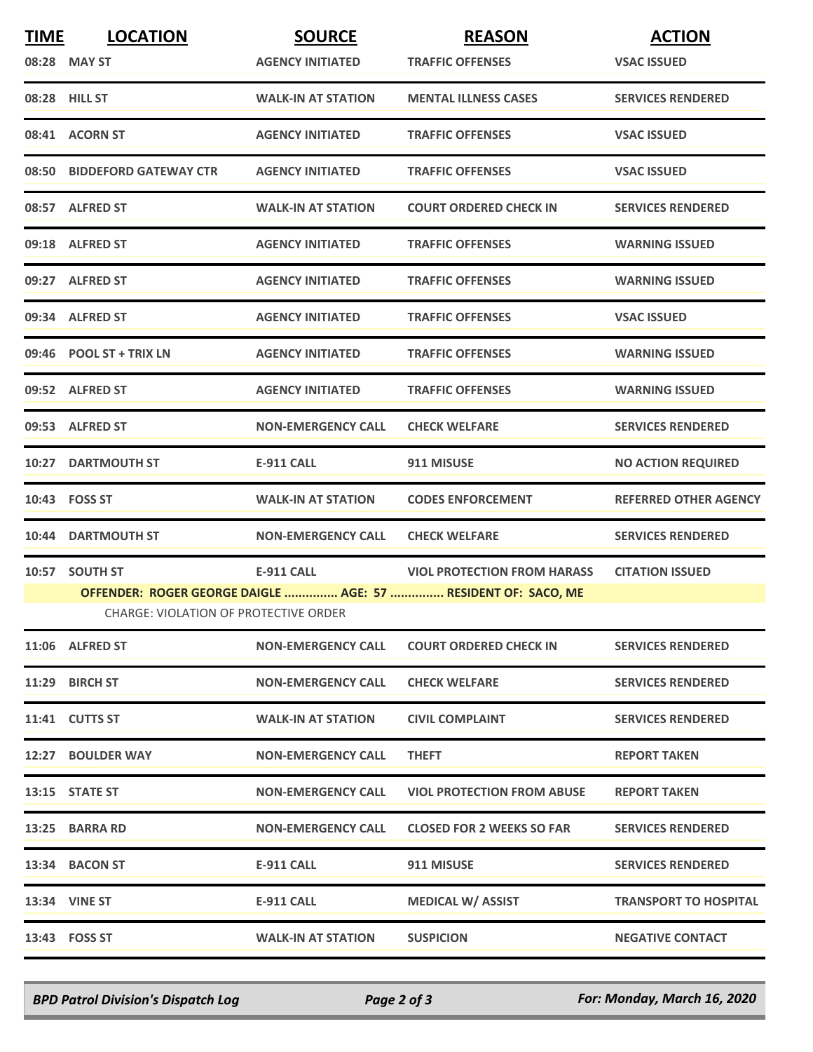| TIME | LOCATION | SOURCE | REASON | ACTION |
|---|---|---|---|---|
| 08:28 | MAY ST | AGENCY INITIATED | TRAFFIC OFFENSES | VSAC ISSUED |
| 08:28 | HILL ST | WALK-IN AT STATION | MENTAL ILLNESS CASES | SERVICES RENDERED |
| 08:41 | ACORN ST | AGENCY INITIATED | TRAFFIC OFFENSES | VSAC ISSUED |
| 08:50 | BIDDEFORD GATEWAY CTR | AGENCY INITIATED | TRAFFIC OFFENSES | VSAC ISSUED |
| 08:57 | ALFRED ST | WALK-IN AT STATION | COURT ORDERED CHECK IN | SERVICES RENDERED |
| 09:18 | ALFRED ST | AGENCY INITIATED | TRAFFIC OFFENSES | WARNING ISSUED |
| 09:27 | ALFRED ST | AGENCY INITIATED | TRAFFIC OFFENSES | WARNING ISSUED |
| 09:34 | ALFRED ST | AGENCY INITIATED | TRAFFIC OFFENSES | VSAC ISSUED |
| 09:46 | POOL ST + TRIX LN | AGENCY INITIATED | TRAFFIC OFFENSES | WARNING ISSUED |
| 09:52 | ALFRED ST | AGENCY INITIATED | TRAFFIC OFFENSES | WARNING ISSUED |
| 09:53 | ALFRED ST | NON-EMERGENCY CALL | CHECK WELFARE | SERVICES RENDERED |
| 10:27 | DARTMOUTH ST | E-911 CALL | 911 MISUSE | NO ACTION REQUIRED |
| 10:43 | FOSS ST | WALK-IN AT STATION | CODES ENFORCEMENT | REFERRED OTHER AGENCY |
| 10:44 | DARTMOUTH ST | NON-EMERGENCY CALL | CHECK WELFARE | SERVICES RENDERED |
| 10:57 | SOUTH ST | E-911 CALL | VIOL PROTECTION FROM HARASS | CITATION ISSUED |
| | OFFENDER: ROGER GEORGE DAIGLE ............... AGE: 57 ............... RESIDENT OF: SACO, ME | | | |
| | CHARGE: VIOLATION OF PROTECTIVE ORDER | | | |
| 11:06 | ALFRED ST | NON-EMERGENCY CALL | COURT ORDERED CHECK IN | SERVICES RENDERED |
| 11:29 | BIRCH ST | NON-EMERGENCY CALL | CHECK WELFARE | SERVICES RENDERED |
| 11:41 | CUTTS ST | WALK-IN AT STATION | CIVIL COMPLAINT | SERVICES RENDERED |
| 12:27 | BOULDER WAY | NON-EMERGENCY CALL | THEFT | REPORT TAKEN |
| 13:15 | STATE ST | NON-EMERGENCY CALL | VIOL PROTECTION FROM ABUSE | REPORT TAKEN |
| 13:25 | BARRA RD | NON-EMERGENCY CALL | CLOSED FOR 2 WEEKS SO FAR | SERVICES RENDERED |
| 13:34 | BACON ST | E-911 CALL | 911 MISUSE | SERVICES RENDERED |
| 13:34 | VINE ST | E-911 CALL | MEDICAL W/ ASSIST | TRANSPORT TO HOSPITAL |
| 13:43 | FOSS ST | WALK-IN AT STATION | SUSPICION | NEGATIVE CONTACT |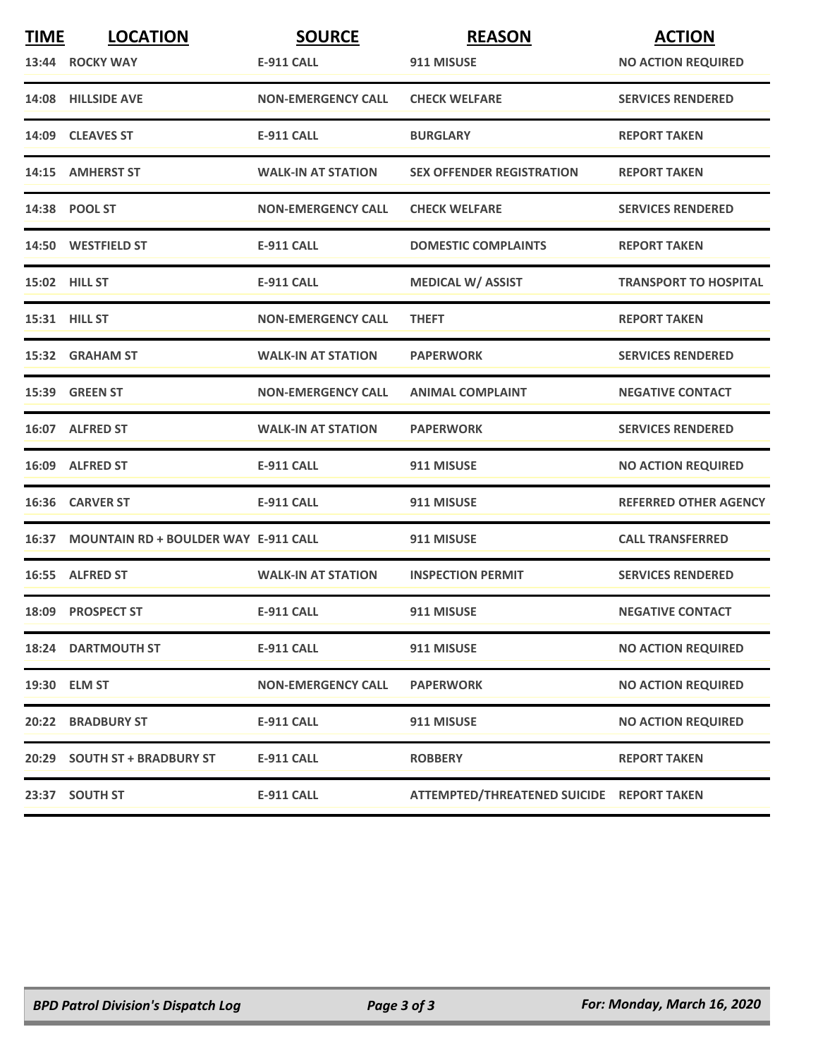| TIME | LOCATION | SOURCE | REASON | ACTION |
|---|---|---|---|---|
| 13:44 | ROCKY WAY | E-911 CALL | 911 MISUSE | NO ACTION REQUIRED |
| 14:08 | HILLSIDE AVE | NON-EMERGENCY CALL | CHECK WELFARE | SERVICES RENDERED |
| 14:09 | CLEAVES ST | E-911 CALL | BURGLARY | REPORT TAKEN |
| 14:15 | AMHERST ST | WALK-IN AT STATION | SEX OFFENDER REGISTRATION | REPORT TAKEN |
| 14:38 | POOL ST | NON-EMERGENCY CALL | CHECK WELFARE | SERVICES RENDERED |
| 14:50 | WESTFIELD ST | E-911 CALL | DOMESTIC COMPLAINTS | REPORT TAKEN |
| 15:02 | HILL ST | E-911 CALL | MEDICAL W/ ASSIST | TRANSPORT TO HOSPITAL |
| 15:31 | HILL ST | NON-EMERGENCY CALL | THEFT | REPORT TAKEN |
| 15:32 | GRAHAM ST | WALK-IN AT STATION | PAPERWORK | SERVICES RENDERED |
| 15:39 | GREEN ST | NON-EMERGENCY CALL | ANIMAL COMPLAINT | NEGATIVE CONTACT |
| 16:07 | ALFRED ST | WALK-IN AT STATION | PAPERWORK | SERVICES RENDERED |
| 16:09 | ALFRED ST | E-911 CALL | 911 MISUSE | NO ACTION REQUIRED |
| 16:36 | CARVER ST | E-911 CALL | 911 MISUSE | REFERRED OTHER AGENCY |
| 16:37 | MOUNTAIN RD + BOULDER WAY | E-911 CALL | 911 MISUSE | CALL TRANSFERRED |
| 16:55 | ALFRED ST | WALK-IN AT STATION | INSPECTION PERMIT | SERVICES RENDERED |
| 18:09 | PROSPECT ST | E-911 CALL | 911 MISUSE | NEGATIVE CONTACT |
| 18:24 | DARTMOUTH ST | E-911 CALL | 911 MISUSE | NO ACTION REQUIRED |
| 19:30 | ELM ST | NON-EMERGENCY CALL | PAPERWORK | NO ACTION REQUIRED |
| 20:22 | BRADBURY ST | E-911 CALL | 911 MISUSE | NO ACTION REQUIRED |
| 20:29 | SOUTH ST + BRADBURY ST | E-911 CALL | ROBBERY | REPORT TAKEN |
| 23:37 | SOUTH ST | E-911 CALL | ATTEMPTED/THREATENED SUICIDE | REPORT TAKEN |

*BPD Patrol Division's Dispatch Log* *For: Monday, March 16, 2020*